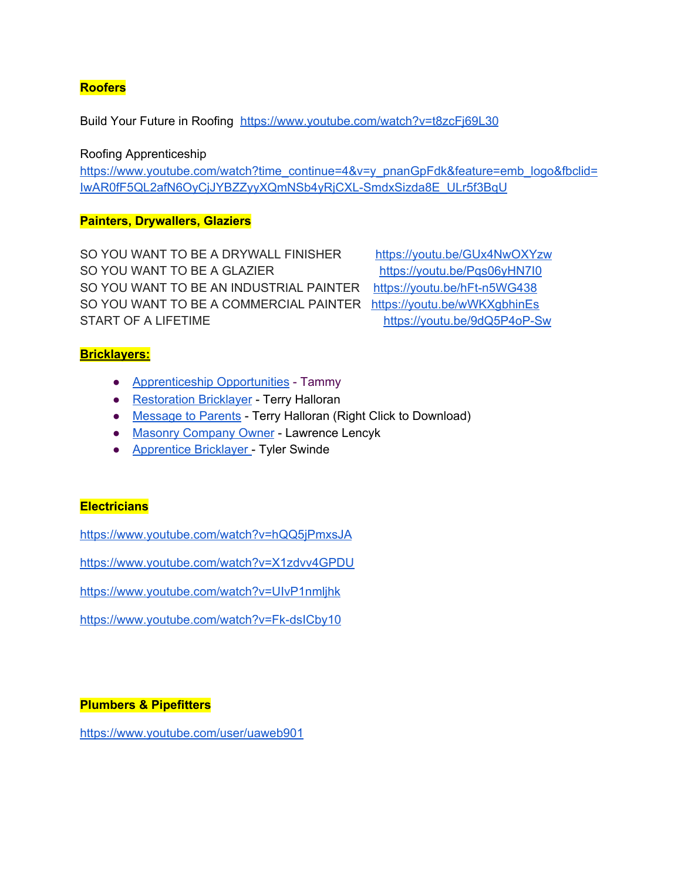**Roofers**

Build Your Future in Roofing https://www.youtube.com/watch?v=t8zcFj69L30

Roofing Apprenticeship
https://www.youtube.com/watch?time_continue=4&v=y_pnanGpFdk&feature=emb_logo&fbclid=IwAR0fF5QL2afN6OyCjJYBZZyyXQmNSb4yRjCXL-SmdxSizda8E_ULr5f3BqU

**Painters, Drywallers, Glaziers**

SO YOU WANT TO BE A DRYWALL FINISHER https://youtu.be/GUx4NwOXYzw
SO YOU WANT TO BE A GLAZIER https://youtu.be/Pqs06yHN7I0
SO YOU WANT TO BE AN INDUSTRIAL PAINTER https://youtu.be/hFt-n5WG438
SO YOU WANT TO BE A COMMERCIAL PAINTER https://youtu.be/wWKXgbhinEs
START OF A LIFETIME https://youtu.be/9dQ5P4oP-Sw

**Bricklayers:**

- Apprenticeship Opportunities - Tammy
- Restoration Bricklayer - Terry Halloran
- Message to Parents - Terry Halloran (Right Click to Download)
- Masonry Company Owner - Lawrence Lencyk
- Apprentice Bricklayer - Tyler Swinde

**Electricians**

https://www.youtube.com/watch?v=hQQ5jPmxsJA

https://www.youtube.com/watch?v=X1zdvv4GPDU

https://www.youtube.com/watch?v=UIvP1nmljhk

https://www.youtube.com/watch?v=Fk-dsICby10

**Plumbers & Pipefitters**

https://www.youtube.com/user/uaweb901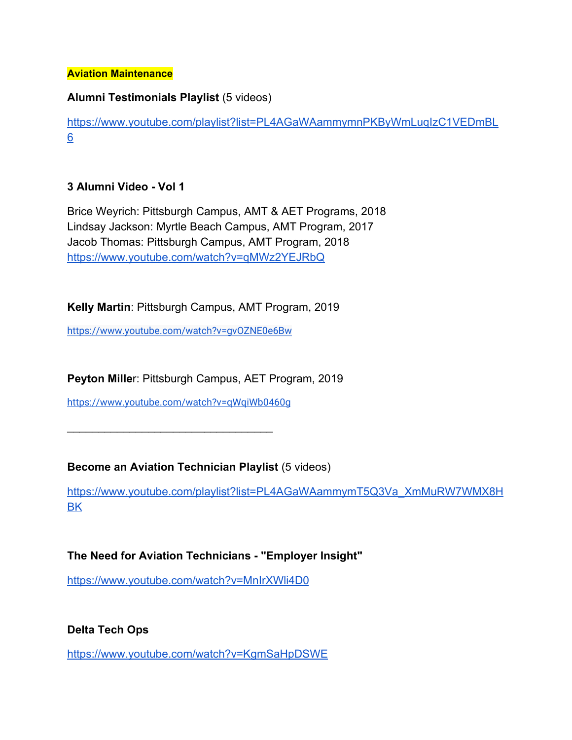**Aviation Maintenance**

**Alumni Testimonials Playlist** (5 videos)

https://www.youtube.com/playlist?list=PL4AGaWAammymnPKByWmLuqIzC1VEDmBL6

**3 Alumni Video - Vol 1**

Brice Weyrich: Pittsburgh Campus, AMT & AET Programs, 2018
Lindsay Jackson: Myrtle Beach Campus, AMT Program, 2017
Jacob Thomas: Pittsburgh Campus, AMT Program, 2018
https://www.youtube.com/watch?v=qMWz2YEJRbQ

**Kelly Martin**: Pittsburgh Campus, AMT Program, 2019

https://www.youtube.com/watch?v=gvOZNE0e6Bw

**Peyton Mille**r: Pittsburgh Campus, AET Program, 2019

https://www.youtube.com/watch?v=qWqiWb0460g

---

**Become an Aviation Technician Playlist** (5 videos)

https://www.youtube.com/playlist?list=PL4AGaWAammymT5Q3Va_XmMuRW7WMX8HBK

**The Need for Aviation Technicians - "Employer Insight"**

https://www.youtube.com/watch?v=MnIrXWli4D0

**Delta Tech Ops**

https://www.youtube.com/watch?v=KgmSaHpDSWE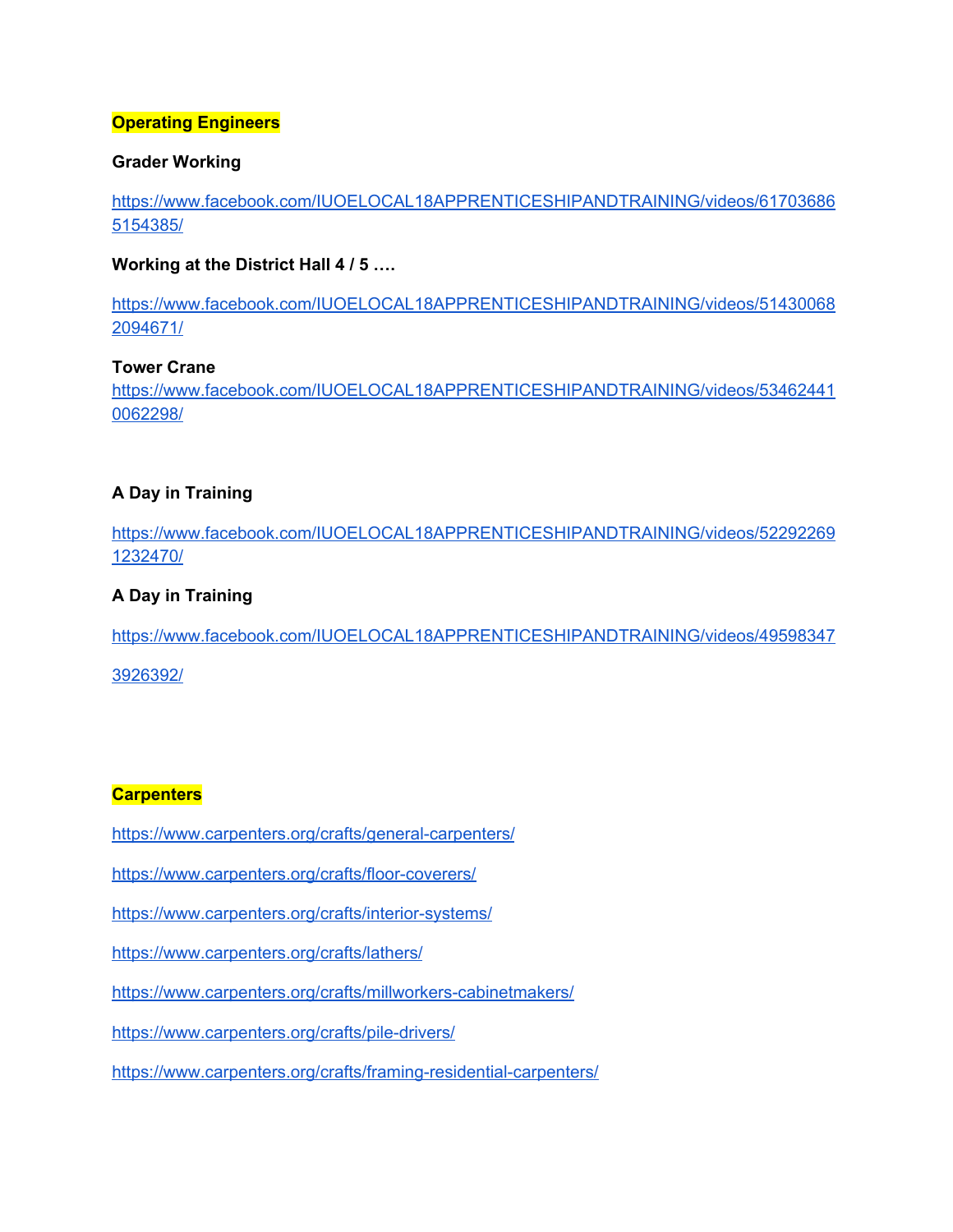**Operating Engineers**

**Grader Working**

https://www.facebook.com/IUOELOCAL18APPRENTICESHIPANDTRAINING/videos/617036865154385/

**Working at the District Hall 4 / 5 ….**

https://www.facebook.com/IUOELOCAL18APPRENTICESHIPANDTRAINING/videos/514300682094671/

**Tower Crane**

https://www.facebook.com/IUOELOCAL18APPRENTICESHIPANDTRAINING/videos/534624410062298/

**A Day in Training**

https://www.facebook.com/IUOELOCAL18APPRENTICESHIPANDTRAINING/videos/522922691232470/

**A Day in Training**

https://www.facebook.com/IUOELOCAL18APPRENTICESHIPANDTRAINING/videos/495983473926392/

**Carpenters**

https://www.carpenters.org/crafts/general-carpenters/

https://www.carpenters.org/crafts/floor-coverers/

https://www.carpenters.org/crafts/interior-systems/

https://www.carpenters.org/crafts/lathers/

https://www.carpenters.org/crafts/millworkers-cabinetmakers/

https://www.carpenters.org/crafts/pile-drivers/

https://www.carpenters.org/crafts/framing-residential-carpenters/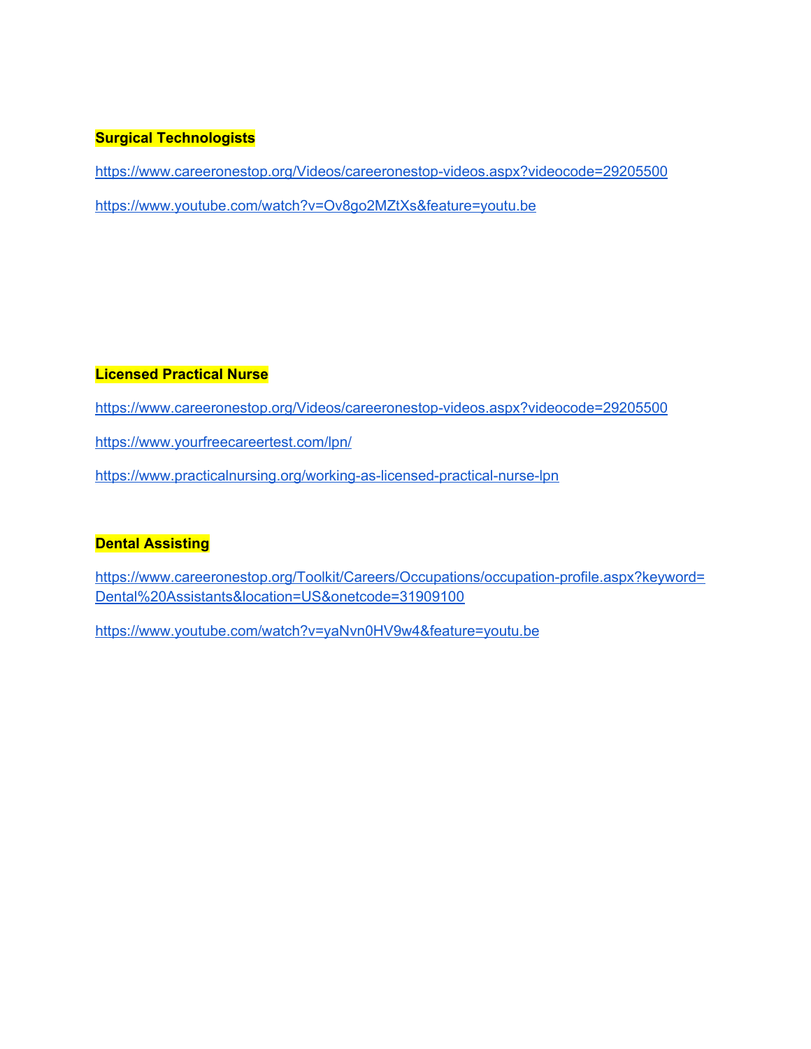**Surgical Technologists**

https://www.careeronestop.org/Videos/careeronestop-videos.aspx?videocode=29205500

https://www.youtube.com/watch?v=Ov8go2MZtXs&feature=youtu.be

**Licensed Practical Nurse**

https://www.careeronestop.org/Videos/careeronestop-videos.aspx?videocode=29205500

https://www.yourfreecareertest.com/lpn/

https://www.practicalnursing.org/working-as-licensed-practical-nurse-lpn

**Dental Assisting**

https://www.careeronestop.org/Toolkit/Careers/Occupations/occupation-profile.aspx?keyword=Dental%20Assistants&location=US&onetcode=31909100

https://www.youtube.com/watch?v=yaNvn0HV9w4&feature=youtu.be